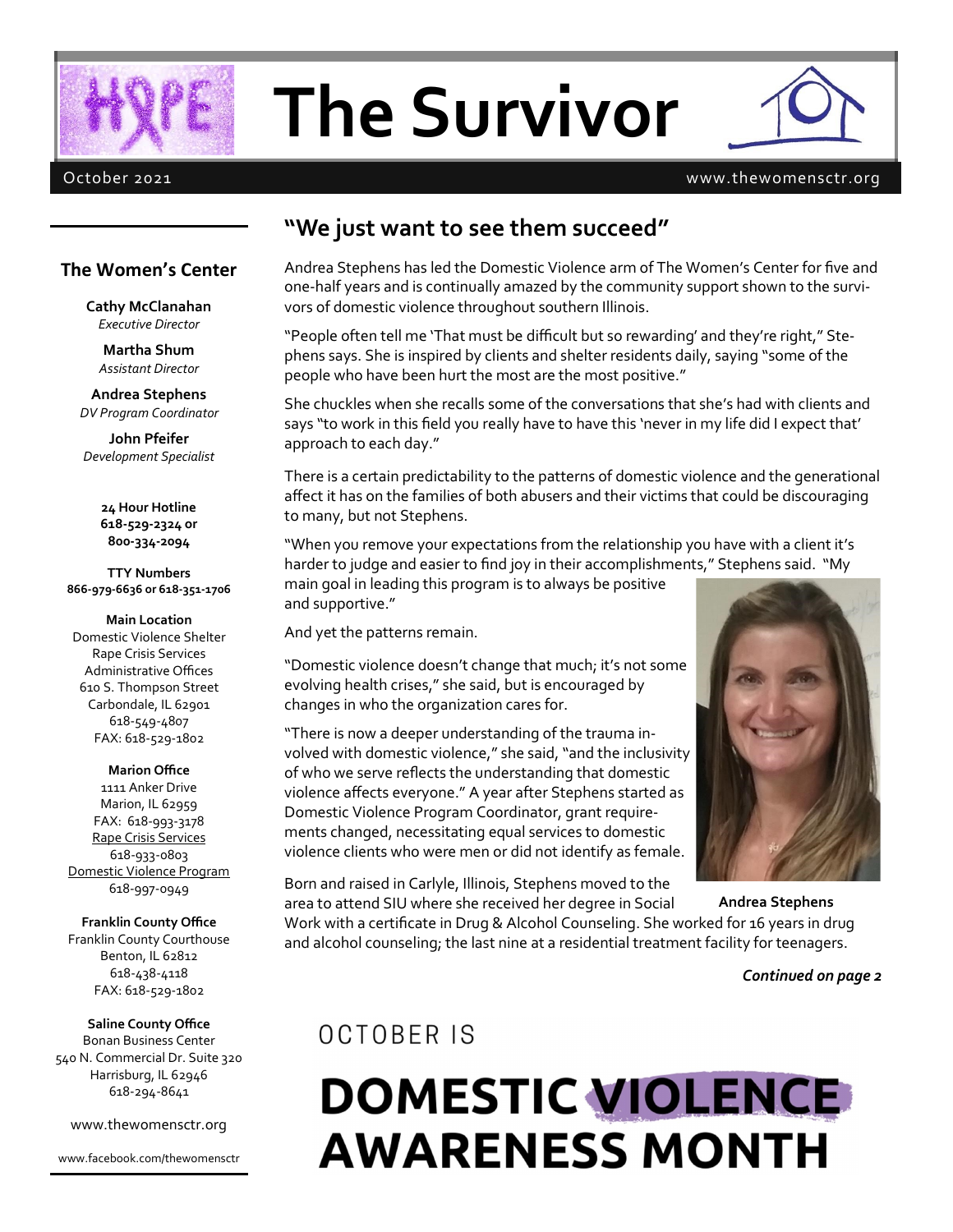# The Survivor

October 2021 www.thewomensctr.org

## The Women's Center

**Cathy McClanahan**
*Executive Director*

**Martha Shum**
*Assistant Director*

**Andrea Stephens**
*DV Program Coordinator*

**John Pfeifer**
*Development Specialist*

**24 Hour Hotline**
**618-529-2324 or**
**800-334-2094**

**TTY Numbers**
**866-979-6636 or 618-351-1706**

**Main Location**
Domestic Violence Shelter
Rape Crisis Services
Administrative Offices
610 S. Thompson Street
Carbondale, IL 62901
618-549-4807
FAX: 618-529-1802

**Marion Office**
1111 Anker Drive
Marion, IL 62959
FAX: 618-993-3178
Rape Crisis Services
618-933-0803
Domestic Violence Program
618-997-0949

**Franklin County Office**
Franklin County Courthouse
Benton, IL 62812
618-438-4118
FAX: 618-529-1802

**Saline County Office**
Bonan Business Center
540 N. Commercial Dr. Suite 320
Harrisburg, IL 62946
618-294-8641

www.thewomensctr.org

www.facebook.com/thewomensctr

## "We just want to see them succeed"

Andrea Stephens has led the Domestic Violence arm of The Women's Center for five and one-half years and is continually amazed by the community support shown to the survivors of domestic violence throughout southern Illinois.

"People often tell me 'That must be difficult but so rewarding' and they're right," Stephens says. She is inspired by clients and shelter residents daily, saying "some of the people who have been hurt the most are the most positive."

She chuckles when she recalls some of the conversations that she's had with clients and says "to work in this field you really have to have this 'never in my life did I expect that' approach to each day."

There is a certain predictability to the patterns of domestic violence and the generational affect it has on the families of both abusers and their victims that could be discouraging to many, but not Stephens.

"When you remove your expectations from the relationship you have with a client it's harder to judge and easier to find joy in their accomplishments," Stephens said. "My main goal in leading this program is to always be positive and supportive."

And yet the patterns remain.

"Domestic violence doesn't change that much; it's not some evolving health crises," she said, but is encouraged by changes in who the organization cares for.

"There is now a deeper understanding of the trauma involved with domestic violence," she said, "and the inclusivity of who we serve reflects the understanding that domestic violence affects everyone." A year after Stephens started as Domestic Violence Program Coordinator, grant requirements changed, necessitating equal services to domestic violence clients who were men or did not identify as female.

**Andrea Stephens**

Born and raised in Carlyle, Illinois, Stephens moved to the area to attend SIU where she received her degree in Social Work with a certificate in Drug & Alcohol Counseling. She worked for 16 years in drug and alcohol counseling; the last nine at a residential treatment facility for teenagers.

*Continued on page 2*

OCTOBER IS

**DOMESTIC VIOLENCE AWARENESS MONTH**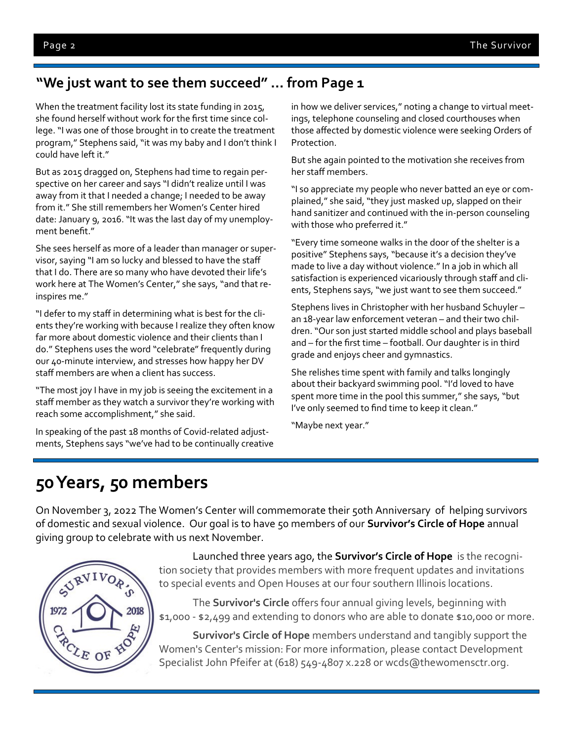## "We just want to see them succeed" … from Page 1

When the treatment facility lost its state funding in 2015, she found herself without work for the first time since college. "I was one of those brought in to create the treatment program," Stephens said, "it was my baby and I don't think I could have left it."

But as 2015 dragged on, Stephens had time to regain perspective on her career and says "I didn't realize until I was away from it that I needed a change; I needed to be away from it." She still remembers her Women's Center hired date: January 9, 2016. "It was the last day of my unemployment benefit."

She sees herself as more of a leader than manager or supervisor, saying "I am so lucky and blessed to have the staff that I do. There are so many who have devoted their life's work here at The Women's Center," she says, "and that re-inspires me."

"I defer to my staff in determining what is best for the clients they're working with because I realize they often know far more about domestic violence and their clients than I do." Stephens uses the word "celebrate" frequently during our 40-minute interview, and stresses how happy her DV staff members are when a client has success.

"The most joy I have in my job is seeing the excitement in a staff member as they watch a survivor they're working with reach some accomplishment," she said.

In speaking of the past 18 months of Covid-related adjustments, Stephens says "we've had to be continually creative in how we deliver services," noting a change to virtual meetings, telephone counseling and closed courthouses when those affected by domestic violence were seeking Orders of Protection.

But she again pointed to the motivation she receives from her staff members.

"I so appreciate my people who never batted an eye or complained," she said, "they just masked up, slapped on their hand sanitizer and continued with the in-person counseling with those who preferred it."

"Every time someone walks in the door of the shelter is a positive" Stephens says, "because it's a decision they've made to live a day without violence." In a job in which all satisfaction is experienced vicariously through staff and clients, Stephens says, "we just want to see them succeed."

Stephens lives in Christopher with her husband Schuyler – an 18-year law enforcement veteran – and their two children. "Our son just started middle school and plays baseball and – for the first time – football. Our daughter is in third grade and enjoys cheer and gymnastics.

She relishes time spent with family and talks longingly about their backyard swimming pool. "I'd loved to have spent more time in the pool this summer," she says, "but I've only seemed to find time to keep it clean."

"Maybe next year."

# 50 Years, 50 members

On November 3, 2022 The Women's Center will commemorate their 50th Anniversary of helping survivors of domestic and sexual violence. Our goal is to have 50 members of our **Survivor's Circle of Hope** annual giving group to celebrate with us next November.

Launched three years ago, the **Survivor's Circle of Hope** is the recognition society that provides members with more frequent updates and invitations to special events and Open Houses at our four southern Illinois locations.

The **Survivor's Circle** offers four annual giving levels, beginning with $1,000 - $2,499 and extending to donors who are able to donate $10,000 or more.

**Survivor's Circle of Hope** members understand and tangibly support the Women's Center's mission: For more information, please contact Development Specialist John Pfeifer at (618) 549-4807 x.228 or wcds@thewomensctr.org.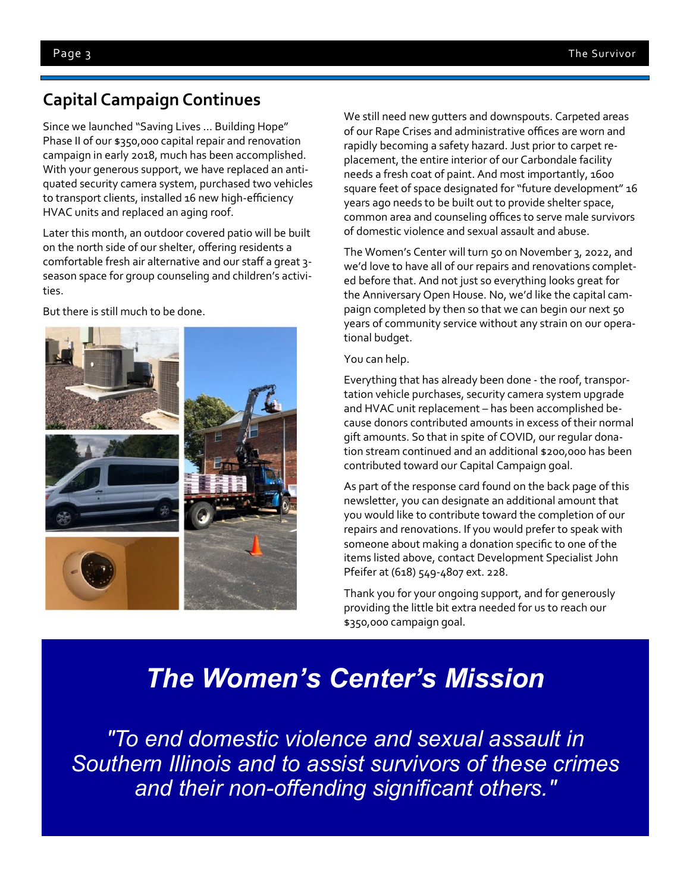## Capital Campaign Continues

Since we launched "Saving Lives ... Building Hope" Phase II of our $350,000 capital repair and renovation campaign in early 2018, much has been accomplished. With your generous support, we have replaced an antiquated security camera system, purchased two vehicles to transport clients, installed 16 new high-efficiency HVAC units and replaced an aging roof.

Later this month, an outdoor covered patio will be built on the north side of our shelter, offering residents a comfortable fresh air alternative and our staff a great 3-season space for group counseling and children's activities.

But there is still much to be done.

We still need new gutters and downspouts. Carpeted areas of our Rape Crises and administrative offices are worn and rapidly becoming a safety hazard. Just prior to carpet replacement, the entire interior of our Carbondale facility needs a fresh coat of paint. And most importantly, 1600 square feet of space designated for "future development" 16 years ago needs to be built out to provide shelter space, common area and counseling offices to serve male survivors of domestic violence and sexual assault and abuse.

The Women's Center will turn 50 on November 3, 2022, and we'd love to have all of our repairs and renovations completed before that. And not just so everything looks great for the Anniversary Open House. No, we'd like the capital campaign completed by then so that we can begin our next 50 years of community service without any strain on our operational budget.

You can help.

Everything that has already been done - the roof, transportation vehicle purchases, security camera system upgrade and HVAC unit replacement – has been accomplished because donors contributed amounts in excess of their normal gift amounts. So that in spite of COVID, our regular donation stream continued and an additional $200,000 has been contributed toward our Capital Campaign goal.

As part of the response card found on the back page of this newsletter, you can designate an additional amount that you would like to contribute toward the completion of our repairs and renovations. If you would prefer to speak with someone about making a donation specific to one of the items listed above, contact Development Specialist John Pfeifer at (618) 549-4807 ext. 228.

Thank you for your ongoing support, and for generously providing the little bit extra needed for us to reach our $350,000 campaign goal.

# *The Women's Center's Mission*

*"To end domestic violence and sexual assault in Southern Illinois and to assist survivors of these crimes and their non-offending significant others."*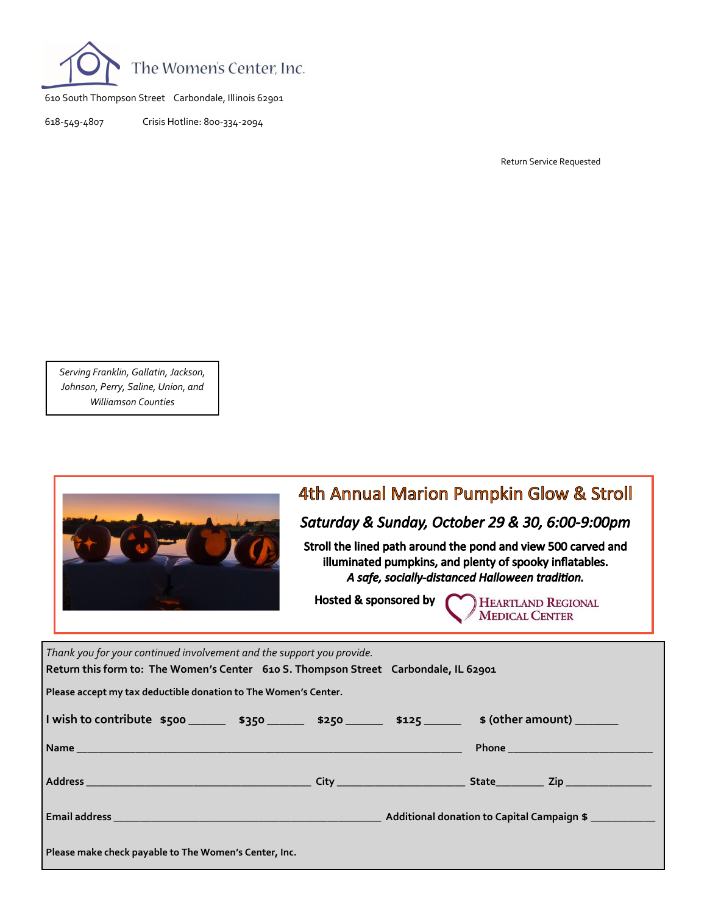The Women's Center, Inc.

610 South Thompson Street   Carbondale, Illinois 62901

618-549-4807   Crisis Hotline: 800-334-2094

Return Service Requested

*Serving Franklin, Gallatin, Jackson, Johnson, Perry, Saline, Union, and Williamson Counties*

## 4th Annual Marion Pumpkin Glow & Stroll

***Saturday & Sunday, October 29 & 30, 6:00-9:00pm***

**Stroll the lined path around the pond and view 500 carved and illuminated pumpkins, and plenty of spooky inflatables.**
***A safe, socially-distanced Halloween tradition.***

**Hosted & sponsored by** Heartland Regional Medical Center

*Thank you for your continued involvement and the support you provide.*

**Return this form to: The Women's Center   610 S. Thompson Street   Carbondale, IL 62901**

**Please accept my tax deductible donation to The Women's Center.**

**I wish to contribute  $500 ______  $350 ______  $250 ______  $125 ______  $ (other amount) _______**

**Name** ______________________________________________ **Phone** ____________________

**Address** ____________________________ **City** ________________ **State**________ **Zip** ____________

**Email address** __________________________________ **Additional donation to Capital Campaign $** __________

**Please make check payable to The Women's Center, Inc.**